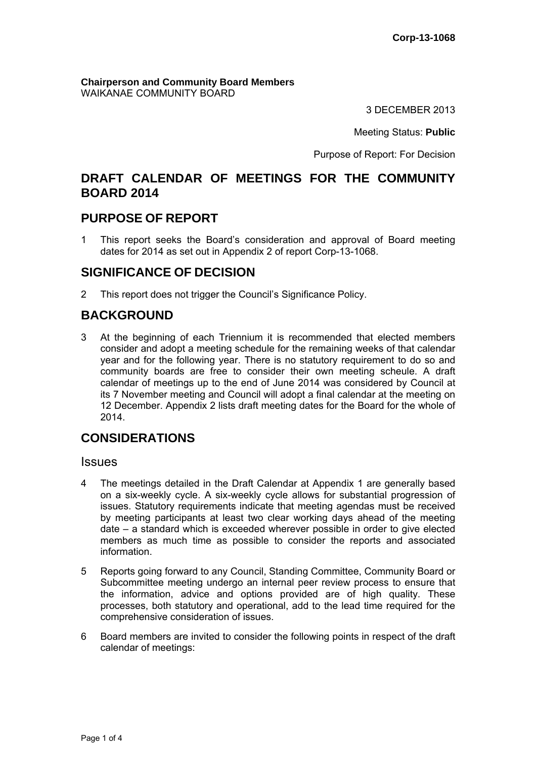**Corp-13-1068**

**Chairperson and Community Board Members**
WAIKANAE COMMUNITY BOARD

3 DECEMBER 2013

Meeting Status: **Public**

Purpose of Report: For Decision

# DRAFT CALENDAR OF MEETINGS FOR THE COMMUNITY BOARD 2014

## PURPOSE OF REPORT

1 This report seeks the Board's consideration and approval of Board meeting dates for 2014 as set out in Appendix 2 of report Corp-13-1068.

## SIGNIFICANCE OF DECISION

2 This report does not trigger the Council's Significance Policy.

## BACKGROUND

3 At the beginning of each Triennium it is recommended that elected members consider and adopt a meeting schedule for the remaining weeks of that calendar year and for the following year. There is no statutory requirement to do so and community boards are free to consider their own meeting scheule. A draft calendar of meetings up to the end of June 2014 was considered by Council at its 7 November meeting and Council will adopt a final calendar at the meeting on 12 December. Appendix 2 lists draft meeting dates for the Board for the whole of 2014.

## CONSIDERATIONS

### Issues

4 The meetings detailed in the Draft Calendar at Appendix 1 are generally based on a six-weekly cycle. A six-weekly cycle allows for substantial progression of issues. Statutory requirements indicate that meeting agendas must be received by meeting participants at least two clear working days ahead of the meeting date – a standard which is exceeded wherever possible in order to give elected members as much time as possible to consider the reports and associated information.

5 Reports going forward to any Council, Standing Committee, Community Board or Subcommittee meeting undergo an internal peer review process to ensure that the information, advice and options provided are of high quality. These processes, both statutory and operational, add to the lead time required for the comprehensive consideration of issues.

6 Board members are invited to consider the following points in respect of the draft calendar of meetings: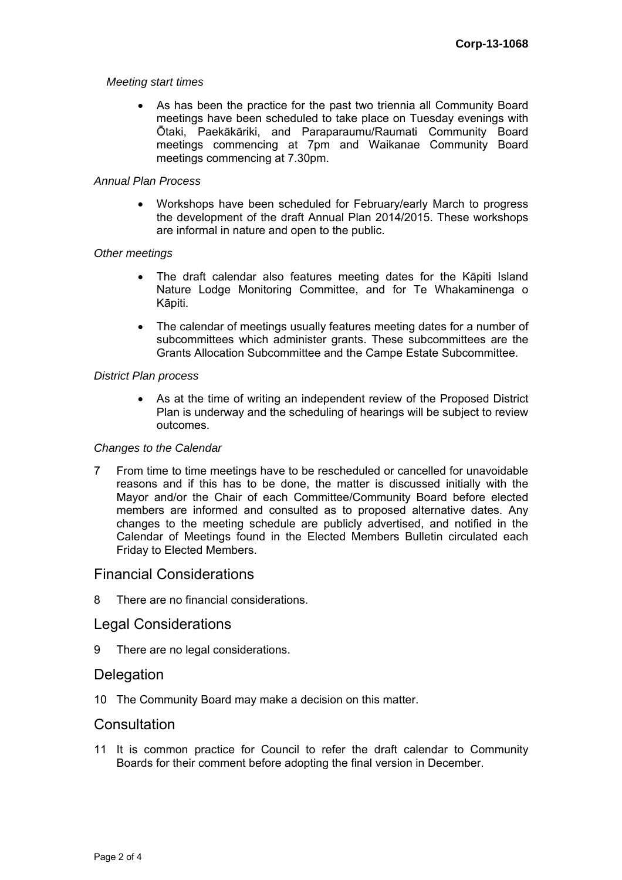*Meeting start times*

- As has been the practice for the past two triennia all Community Board meetings have been scheduled to take place on Tuesday evenings with Ōtaki, Paekākāriki, and Paraparaumu/Raumati Community Board meetings commencing at 7pm and Waikanae Community Board meetings commencing at 7.30pm.

*Annual Plan Process*

- Workshops have been scheduled for February/early March to progress the development of the draft Annual Plan 2014/2015. These workshops are informal in nature and open to the public.

*Other meetings*

- The draft calendar also features meeting dates for the Kāpiti Island Nature Lodge Monitoring Committee, and for Te Whakaminenga o Kāpiti.
- The calendar of meetings usually features meeting dates for a number of subcommittees which administer grants. These subcommittees are the Grants Allocation Subcommittee and the Campe Estate Subcommittee.

*District Plan process*

- As at the time of writing an independent review of the Proposed District Plan is underway and the scheduling of hearings will be subject to review outcomes.

*Changes to the Calendar*

7 From time to time meetings have to be rescheduled or cancelled for unavoidable reasons and if this has to be done, the matter is discussed initially with the Mayor and/or the Chair of each Committee/Community Board before elected members are informed and consulted as to proposed alternative dates. Any changes to the meeting schedule are publicly advertised, and notified in the Calendar of Meetings found in the Elected Members Bulletin circulated each Friday to Elected Members.

## Financial Considerations

8 There are no financial considerations.

## Legal Considerations

9 There are no legal considerations.

## Delegation

10 The Community Board may make a decision on this matter.

## Consultation

11 It is common practice for Council to refer the draft calendar to Community Boards for their comment before adopting the final version in December.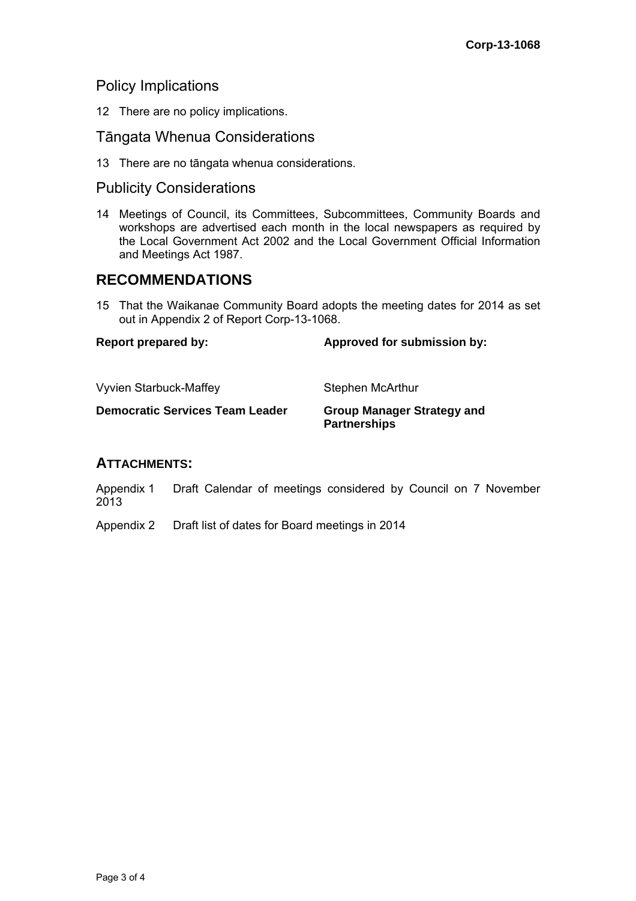## Policy Implications

12 There are no policy implications.

## Tāngata Whenua Considerations

13 There are no tāngata whenua considerations.

## Publicity Considerations

14 Meetings of Council, its Committees, Subcommittees, Community Boards and workshops are advertised each month in the local newspapers as required by the Local Government Act 2002 and the Local Government Official Information and Meetings Act 1987.

# RECOMMENDATIONS

15 That the Waikanae Community Board adopts the meeting dates for 2014 as set out in Appendix 2 of Report Corp-13-1068.

| **Report prepared by:** | **Approved for submission by:** |
|---|---|
| Vyvien Starbuck-Maffey | Stephen McArthur |
| **Democratic Services Team Leader** | **Group Manager Strategy and Partnerships** |

## ATTACHMENTS:

Appendix 1 Draft Calendar of meetings considered by Council on 7 November 2013

Appendix 2 Draft list of dates for Board meetings in 2014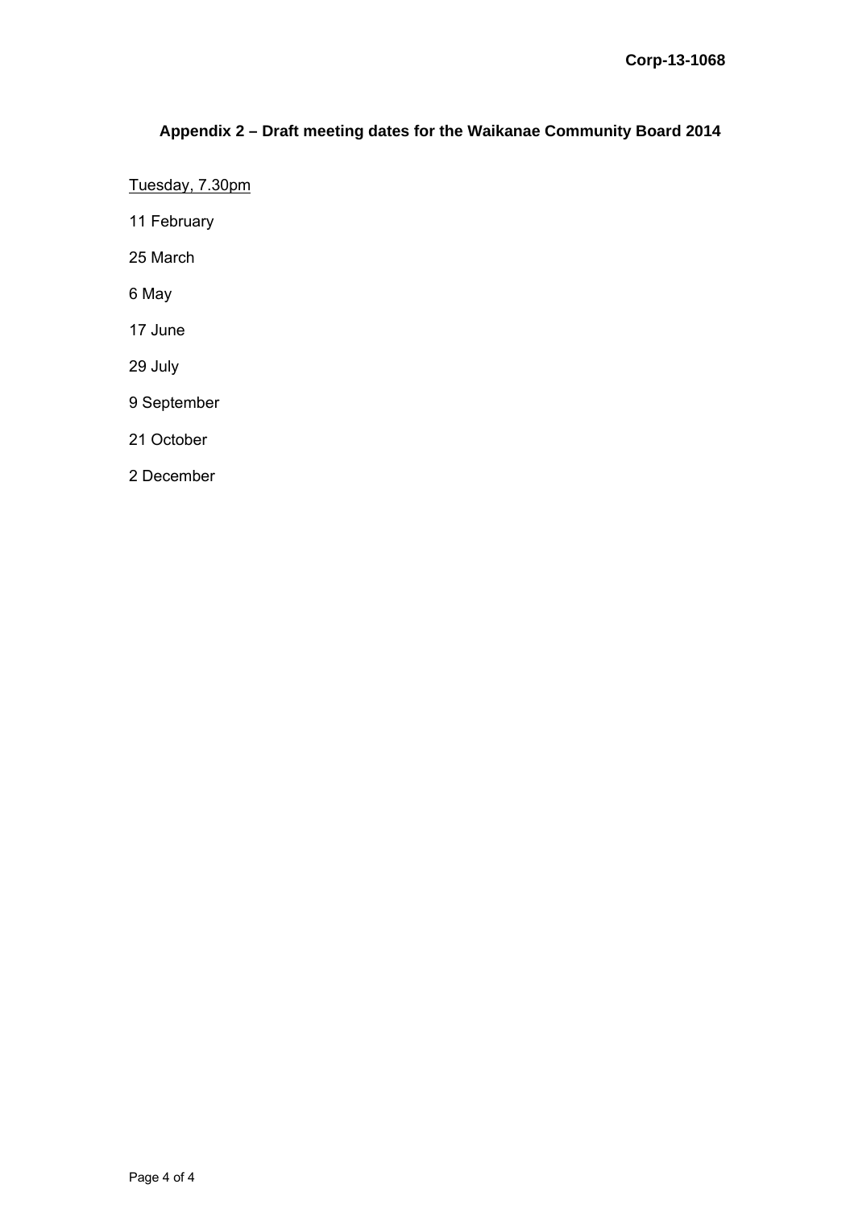**Corp-13-1068**

## Appendix 2 – Draft meeting dates for the Waikanae Community Board 2014

<u>Tuesday, 7.30pm</u>

11 February

25 March

6 May

17 June

29 July

9 September

21 October

2 December